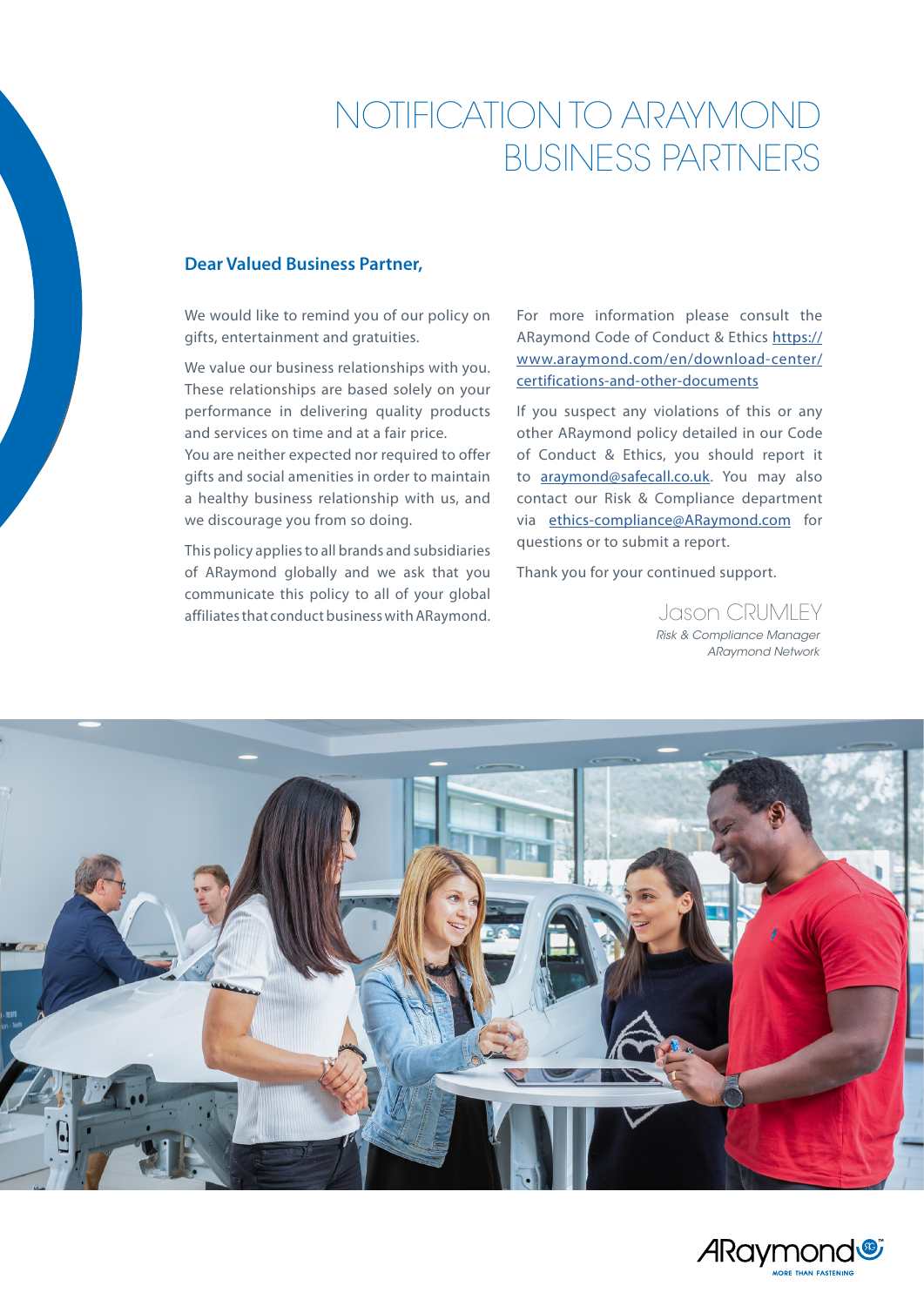# NOTIFICATION TO ARAYMOND BUSINESS PARTNERS

**Dear Valued Business Partner,**

We would like to remind you of our policy on gifts, entertainment and gratuities.

We value our business relationships with you. These relationships are based solely on your performance in delivering quality products and services on time and at a fair price.
You are neither expected nor required to offer gifts and social amenities in order to maintain a healthy business relationship with us, and we discourage you from so doing.

This policy applies to all brands and subsidiaries of ARaymond globally and we ask that you communicate this policy to all of your global affiliates that conduct business with ARaymond.

For more information please consult the ARaymond Code of Conduct & Ethics https://www.araymond.com/en/download-center/certifications-and-other-documents

If you suspect any violations of this or any other ARaymond policy detailed in our Code of Conduct & Ethics, you should report it to araymond@safecall.co.uk. You may also contact our Risk & Compliance department via ethics-compliance@ARaymond.com for questions or to submit a report.

Thank you for your continued support.

Jason CRUMLEY
*Risk & Compliance Manager*
*ARaymond Network*

ARaymond MORE THAN FASTENING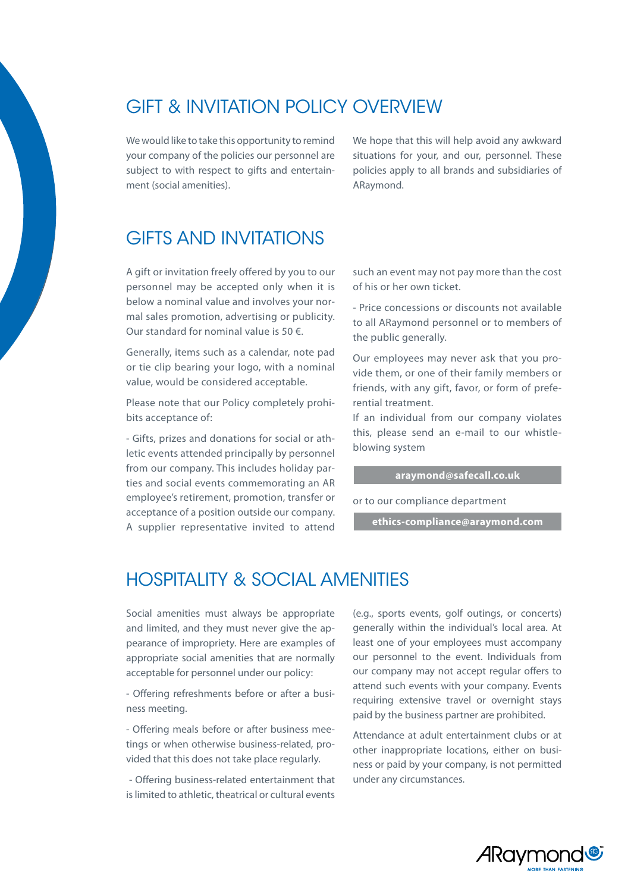## GIFT & INVITATION POLICY OVERVIEW

We would like to take this opportunity to remind your company of the policies our personnel are subject to with respect to gifts and entertainment (social amenities).

We hope that this will help avoid any awkward situations for your, and our, personnel. These policies apply to all brands and subsidiaries of ARaymond.

## GIFTS AND INVITATIONS

A gift or invitation freely offered by you to our personnel may be accepted only when it is below a nominal value and involves your normal sales promotion, advertising or publicity. Our standard for nominal value is 50 €.

Generally, items such as a calendar, note pad or tie clip bearing your logo, with a nominal value, would be considered acceptable.

Please note that our Policy completely prohibits acceptance of:

- Gifts, prizes and donations for social or athletic events attended principally by personnel from our company. This includes holiday parties and social events commemorating an AR employee's retirement, promotion, transfer or acceptance of a position outside our company. A supplier representative invited to attend such an event may not pay more than the cost of his or her own ticket.

- Price concessions or discounts not available to all ARaymond personnel or to members of the public generally.

Our employees may never ask that you provide them, or one of their family members or friends, with any gift, favor, or form of preferential treatment.

If an individual from our company violates this, please send an e-mail to our whistleblowing system

**araymond@safecall.co.uk**

or to our compliance department

**ethics-compliance@araymond.com**

## HOSPITALITY & SOCIAL AMENITIES

Social amenities must always be appropriate and limited, and they must never give the appearance of impropriety. Here are examples of appropriate social amenities that are normally acceptable for personnel under our policy:

- Offering refreshments before or after a business meeting.

- Offering meals before or after business meetings or when otherwise business-related, provided that this does not take place regularly.

- Offering business-related entertainment that is limited to athletic, theatrical or cultural events (e.g., sports events, golf outings, or concerts) generally within the individual's local area. At least one of your employees must accompany our personnel to the event. Individuals from our company may not accept regular offers to attend such events with your company. Events requiring extensive travel or overnight stays paid by the business partner are prohibited.

Attendance at adult entertainment clubs or at other inappropriate locations, either on business or paid by your company, is not permitted under any circumstances.